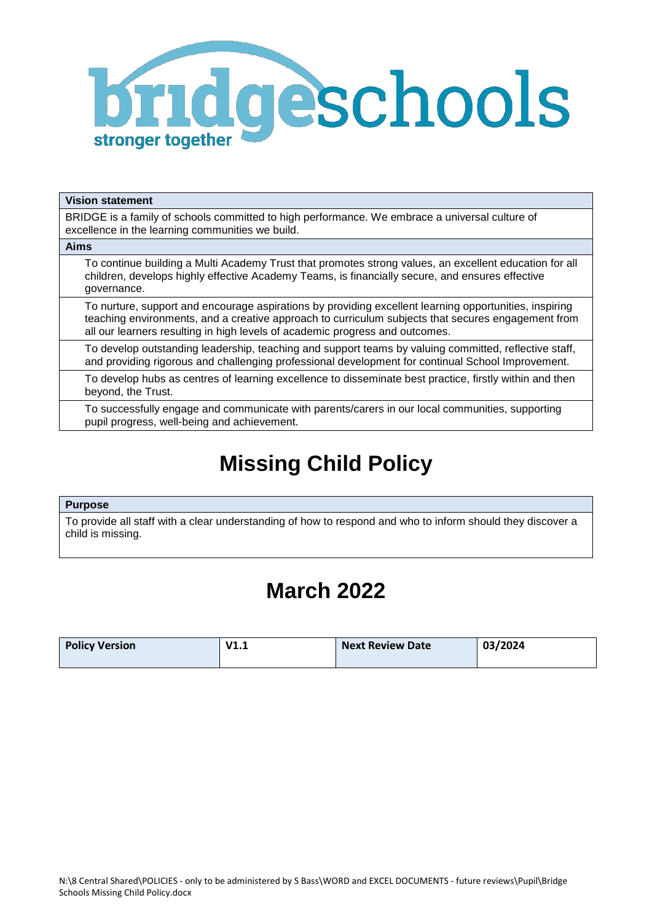bridgeschools

stronger together

| **Vision statement** |
| --- |
| BRIDGE is a family of schools committed to high performance. We embrace a universal culture of excellence in the learning communities we build. |
| **Aims** |
| To continue building a Multi Academy Trust that promotes strong values, an excellent education for all children, develops highly effective Academy Teams, is financially secure, and ensures effective governance. |
| To nurture, support and encourage aspirations by providing excellent learning opportunities, inspiring teaching environments, and a creative approach to curriculum subjects that secures engagement from all our learners resulting in high levels of academic progress and outcomes. |
| To develop outstanding leadership, teaching and support teams by valuing committed, reflective staff, and providing rigorous and challenging professional development for continual School Improvement. |
| To develop hubs as centres of learning excellence to disseminate best practice, firstly within and then beyond, the Trust. |
| To successfully engage and communicate with parents/carers in our local communities, supporting pupil progress, well-being and achievement. |

# Missing Child Policy

| **Purpose** |
| --- |
| To provide all staff with a clear understanding of how to respond and who to inform should they discover a child is missing. |

# March 2022

| **Policy Version** | **V1.1** | **Next Review Date** | **03/2024** |
| --- | --- | --- | --- |

N:\8 Central Shared\POLICIES - only to be administered by S Bass\WORD and EXCEL DOCUMENTS - future reviews\Pupil\Bridge Schools Missing Child Policy.docx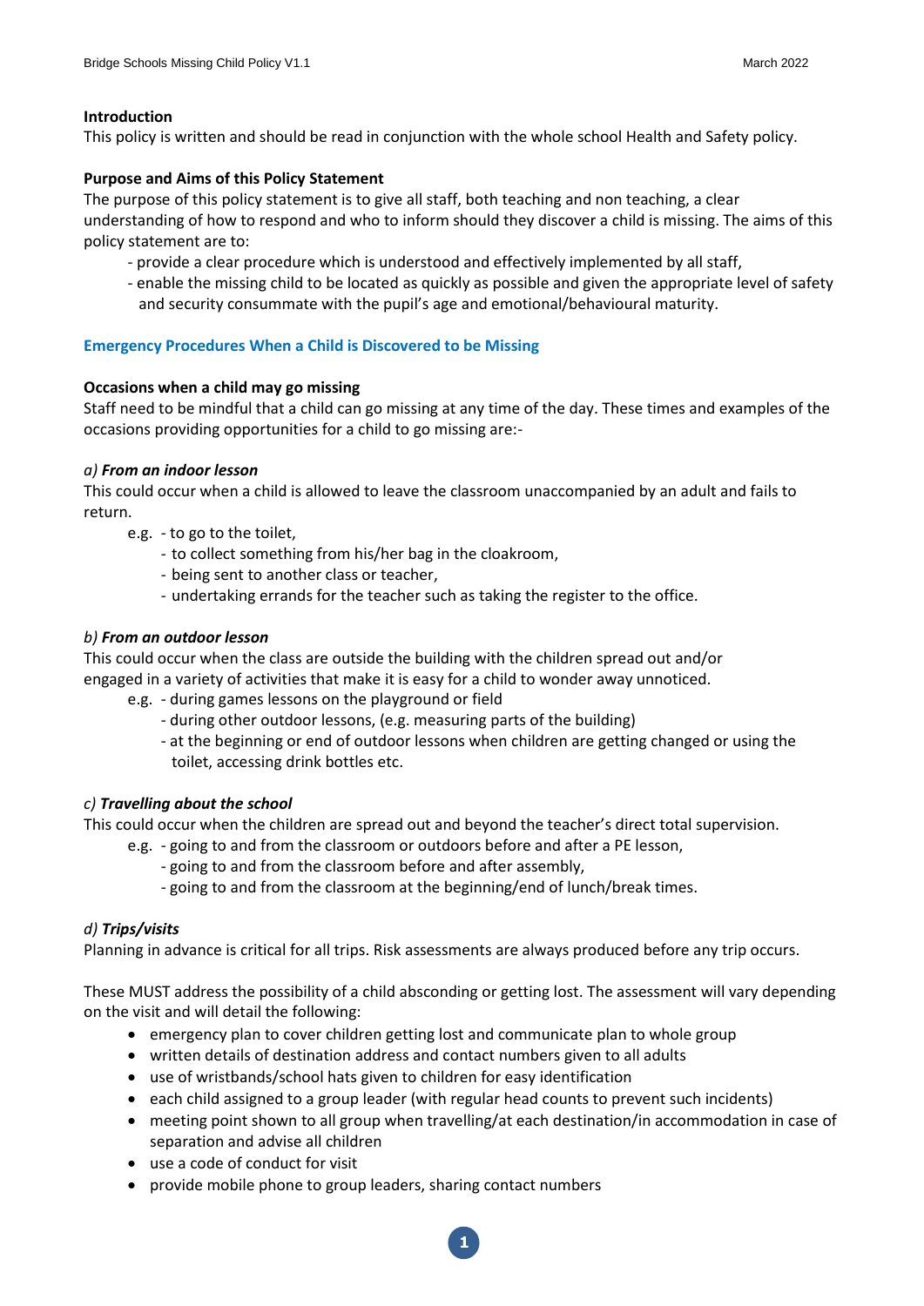**Introduction**

This policy is written and should be read in conjunction with the whole school Health and Safety policy.

**Purpose and Aims of this Policy Statement**

The purpose of this policy statement is to give all staff, both teaching and non teaching, a clear understanding of how to respond and who to inform should they discover a child is missing. The aims of this policy statement are to:

- provide a clear procedure which is understood and effectively implemented by all staff,
- enable the missing child to be located as quickly as possible and given the appropriate level of safety and security consummate with the pupil's age and emotional/behavioural maturity.

## Emergency Procedures When a Child is Discovered to be Missing

**Occasions when a child may go missing**

Staff need to be mindful that a child can go missing at any time of the day. These times and examples of the occasions providing opportunities for a child to go missing are:-

*a) **From an indoor lesson***

This could occur when a child is allowed to leave the classroom unaccompanied by an adult and fails to return.

e.g.
- to go to the toilet,
- to collect something from his/her bag in the cloakroom,
- being sent to another class or teacher,
- undertaking errands for the teacher such as taking the register to the office.

*b) **From an outdoor lesson***

This could occur when the class are outside the building with the children spread out and/or engaged in a variety of activities that make it is easy for a child to wonder away unnoticed.

e.g.
- during games lessons on the playground or field
- during other outdoor lessons, (e.g. measuring parts of the building)
- at the beginning or end of outdoor lessons when children are getting changed or using the toilet, accessing drink bottles etc.

*c) **Travelling about the school***

This could occur when the children are spread out and beyond the teacher's direct total supervision.

e.g.
- going to and from the classroom or outdoors before and after a PE lesson,
- going to and from the classroom before and after assembly,
- going to and from the classroom at the beginning/end of lunch/break times.

*d) **Trips/visits***

Planning in advance is critical for all trips. Risk assessments are always produced before any trip occurs.

These MUST address the possibility of a child absconding or getting lost. The assessment will vary depending on the visit and will detail the following:

- emergency plan to cover children getting lost and communicate plan to whole group
- written details of destination address and contact numbers given to all adults
- use of wristbands/school hats given to children for easy identification
- each child assigned to a group leader (with regular head counts to prevent such incidents)
- meeting point shown to all group when travelling/at each destination/in accommodation in case of separation and advise all children
- use a code of conduct for visit
- provide mobile phone to group leaders, sharing contact numbers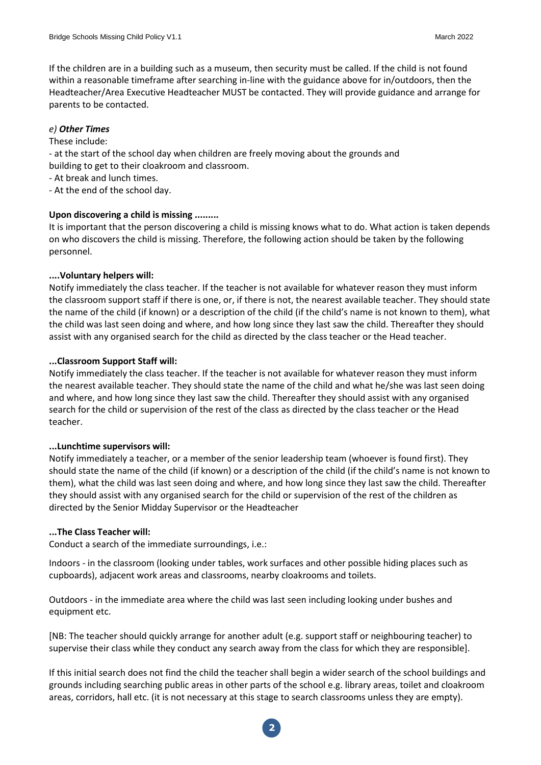If the children are in a building such as a museum, then security must be called. If the child is not found within a reasonable timeframe after searching in-line with the guidance above for in/outdoors, then the Headteacher/Area Executive Headteacher MUST be contacted. They will provide guidance and arrange for parents to be contacted.

*e) **Other Times***

These include:

- at the start of the school day when children are freely moving about the grounds and building to get to their cloakroom and classroom.
- At break and lunch times.
- At the end of the school day.

**Upon discovering a child is missing .........**

It is important that the person discovering a child is missing knows what to do. What action is taken depends on who discovers the child is missing. Therefore, the following action should be taken by the following personnel.

**....Voluntary helpers will:**

Notify immediately the class teacher. If the teacher is not available for whatever reason they must inform the classroom support staff if there is one, or, if there is not, the nearest available teacher. They should state the name of the child (if known) or a description of the child (if the child's name is not known to them), what the child was last seen doing and where, and how long since they last saw the child. Thereafter they should assist with any organised search for the child as directed by the class teacher or the Head teacher.

**...Classroom Support Staff will:**

Notify immediately the class teacher. If the teacher is not available for whatever reason they must inform the nearest available teacher. They should state the name of the child and what he/she was last seen doing and where, and how long since they last saw the child. Thereafter they should assist with any organised search for the child or supervision of the rest of the class as directed by the class teacher or the Head teacher.

**...Lunchtime supervisors will:**

Notify immediately a teacher, or a member of the senior leadership team (whoever is found first). They should state the name of the child (if known) or a description of the child (if the child's name is not known to them), what the child was last seen doing and where, and how long since they last saw the child. Thereafter they should assist with any organised search for the child or supervision of the rest of the children as directed by the Senior Midday Supervisor or the Headteacher

**...The Class Teacher will:**

Conduct a search of the immediate surroundings, i.e.:

Indoors - in the classroom (looking under tables, work surfaces and other possible hiding places such as cupboards), adjacent work areas and classrooms, nearby cloakrooms and toilets.

Outdoors - in the immediate area where the child was last seen including looking under bushes and equipment etc.

[NB: The teacher should quickly arrange for another adult (e.g. support staff or neighbouring teacher) to supervise their class while they conduct any search away from the class for which they are responsible].

If this initial search does not find the child the teacher shall begin a wider search of the school buildings and grounds including searching public areas in other parts of the school e.g. library areas, toilet and cloakroom areas, corridors, hall etc. (it is not necessary at this stage to search classrooms unless they are empty).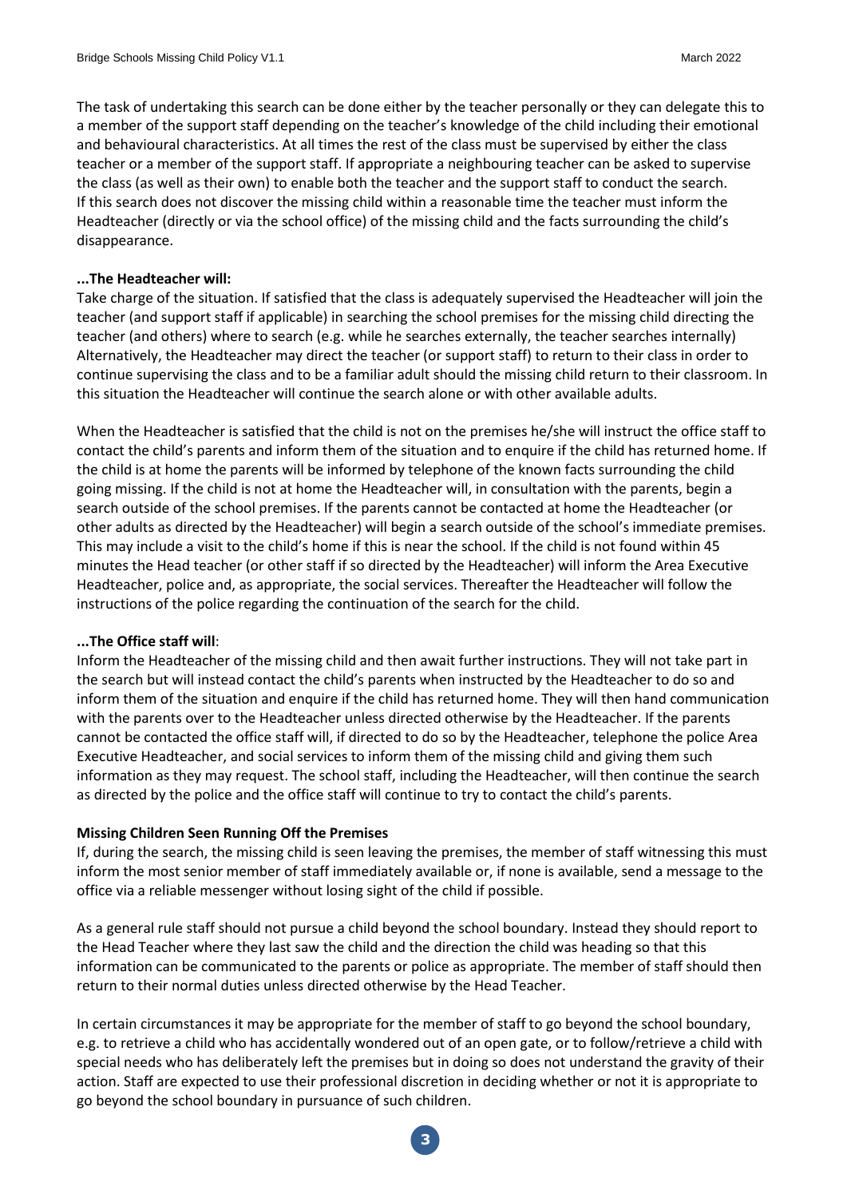The task of undertaking this search can be done either by the teacher personally or they can delegate this to a member of the support staff depending on the teacher's knowledge of the child including their emotional and behavioural characteristics. At all times the rest of the class must be supervised by either the class teacher or a member of the support staff. If appropriate a neighbouring teacher can be asked to supervise the class (as well as their own) to enable both the teacher and the support staff to conduct the search. If this search does not discover the missing child within a reasonable time the teacher must inform the Headteacher (directly or via the school office) of the missing child and the facts surrounding the child's disappearance.

**...The Headteacher will:**

Take charge of the situation. If satisfied that the class is adequately supervised the Headteacher will join the teacher (and support staff if applicable) in searching the school premises for the missing child directing the teacher (and others) where to search (e.g. while he searches externally, the teacher searches internally) Alternatively, the Headteacher may direct the teacher (or support staff) to return to their class in order to continue supervising the class and to be a familiar adult should the missing child return to their classroom. In this situation the Headteacher will continue the search alone or with other available adults.

When the Headteacher is satisfied that the child is not on the premises he/she will instruct the office staff to contact the child's parents and inform them of the situation and to enquire if the child has returned home. If the child is at home the parents will be informed by telephone of the known facts surrounding the child going missing. If the child is not at home the Headteacher will, in consultation with the parents, begin a search outside of the school premises. If the parents cannot be contacted at home the Headteacher (or other adults as directed by the Headteacher) will begin a search outside of the school's immediate premises. This may include a visit to the child's home if this is near the school. If the child is not found within 45 minutes the Head teacher (or other staff if so directed by the Headteacher) will inform the Area Executive Headteacher, police and, as appropriate, the social services. Thereafter the Headteacher will follow the instructions of the police regarding the continuation of the search for the child.

**...The Office staff will**:

Inform the Headteacher of the missing child and then await further instructions. They will not take part in the search but will instead contact the child's parents when instructed by the Headteacher to do so and inform them of the situation and enquire if the child has returned home. They will then hand communication with the parents over to the Headteacher unless directed otherwise by the Headteacher. If the parents cannot be contacted the office staff will, if directed to do so by the Headteacher, telephone the police Area Executive Headteacher, and social services to inform them of the missing child and giving them such information as they may request. The school staff, including the Headteacher, will then continue the search as directed by the police and the office staff will continue to try to contact the child's parents.

**Missing Children Seen Running Off the Premises**

If, during the search, the missing child is seen leaving the premises, the member of staff witnessing this must inform the most senior member of staff immediately available or, if none is available, send a message to the office via a reliable messenger without losing sight of the child if possible.

As a general rule staff should not pursue a child beyond the school boundary. Instead they should report to the Head Teacher where they last saw the child and the direction the child was heading so that this information can be communicated to the parents or police as appropriate. The member of staff should then return to their normal duties unless directed otherwise by the Head Teacher.

In certain circumstances it may be appropriate for the member of staff to go beyond the school boundary, e.g. to retrieve a child who has accidentally wondered out of an open gate, or to follow/retrieve a child with special needs who has deliberately left the premises but in doing so does not understand the gravity of their action. Staff are expected to use their professional discretion in deciding whether or not it is appropriate to go beyond the school boundary in pursuance of such children.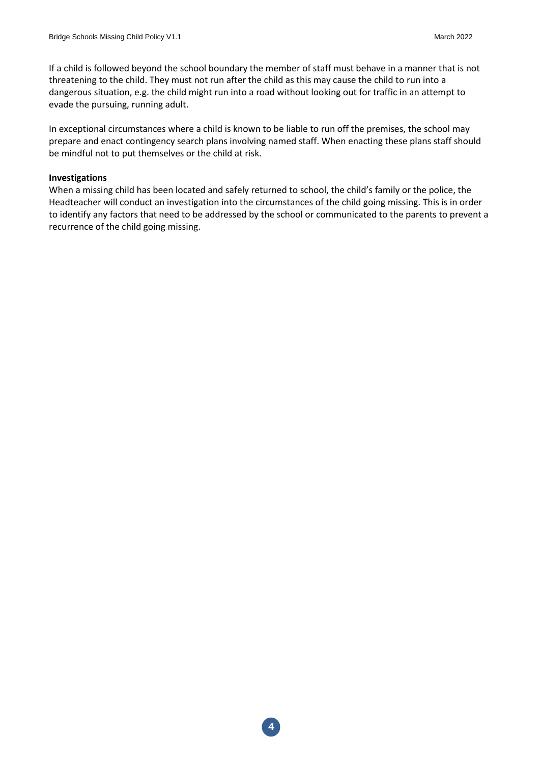If a child is followed beyond the school boundary the member of staff must behave in a manner that is not threatening to the child. They must not run after the child as this may cause the child to run into a dangerous situation, e.g. the child might run into a road without looking out for traffic in an attempt to evade the pursuing, running adult.

In exceptional circumstances where a child is known to be liable to run off the premises, the school may prepare and enact contingency search plans involving named staff. When enacting these plans staff should be mindful not to put themselves or the child at risk.

**Investigations**

When a missing child has been located and safely returned to school, the child's family or the police, the Headteacher will conduct an investigation into the circumstances of the child going missing. This is in order to identify any factors that need to be addressed by the school or communicated to the parents to prevent a recurrence of the child going missing.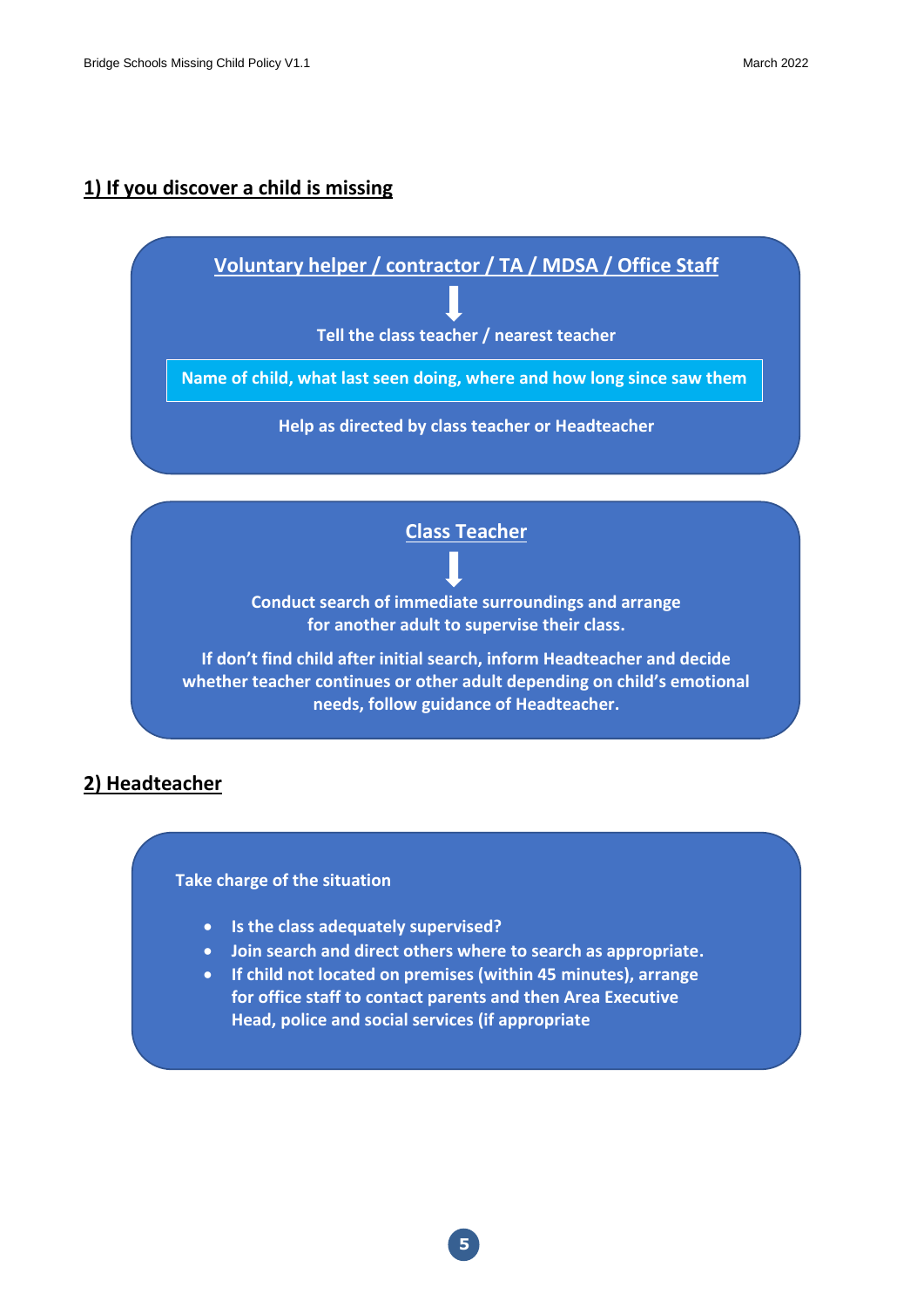## 1) If you discover a child is missing

**Voluntary helper / contractor / TA / MDSA / Office Staff**

↓

**Tell the class teacher / nearest teacher**

**Name of child, what last seen doing, where and how long since saw them**

**Help as directed by class teacher or Headteacher**

**Class Teacher**

↓

**Conduct search of immediate surroundings and arrange for another adult to supervise their class.**

**If don't find child after initial search, inform Headteacher and decide whether teacher continues or other adult depending on child's emotional needs, follow guidance of Headteacher.**

## 2) Headteacher

**Take charge of the situation**

- **Is the class adequately supervised?**
- **Join search and direct others where to search as appropriate.**
- **If child not located on premises (within 45 minutes), arrange for office staff to contact parents and then Area Executive Head, police and social services (if appropriate**